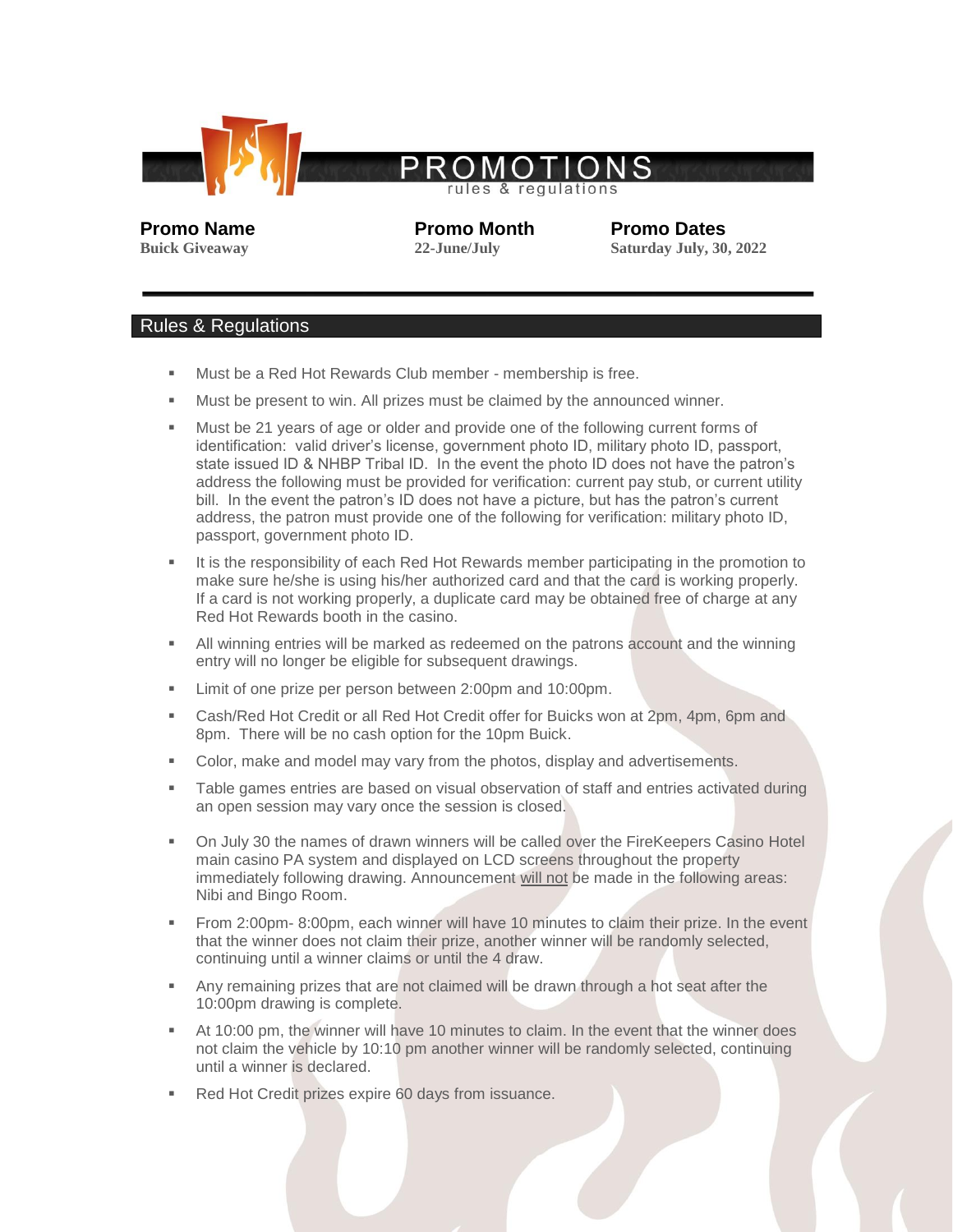# PROMOTIONS

rules & regulations

| Promo Name | Promo Month | Promo Dates |
| --- | --- | --- |
| Buick Giveaway | 22-June/July | Saturday July, 30, 2022 |

## Rules & Regulations

- Must be a Red Hot Rewards Club member - membership is free.
- Must be present to win. All prizes must be claimed by the announced winner.
- Must be 21 years of age or older and provide one of the following current forms of identification: valid driver's license, government photo ID, military photo ID, passport, state issued ID & NHBP Tribal ID. In the event the photo ID does not have the patron's address the following must be provided for verification: current pay stub, or current utility bill. In the event the patron's ID does not have a picture, but has the patron's current address, the patron must provide one of the following for verification: military photo ID, passport, government photo ID.
- It is the responsibility of each Red Hot Rewards member participating in the promotion to make sure he/she is using his/her authorized card and that the card is working properly. If a card is not working properly, a duplicate card may be obtained free of charge at any Red Hot Rewards booth in the casino.
- All winning entries will be marked as redeemed on the patrons account and the winning entry will no longer be eligible for subsequent drawings.
- Limit of one prize per person between 2:00pm and 10:00pm.
- Cash/Red Hot Credit or all Red Hot Credit offer for Buicks won at 2pm, 4pm, 6pm and 8pm. There will be no cash option for the 10pm Buick.
- Color, make and model may vary from the photos, display and advertisements.
- Table games entries are based on visual observation of staff and entries activated during an open session may vary once the session is closed.
- On July 30 the names of drawn winners will be called over the FireKeepers Casino Hotel main casino PA system and displayed on LCD screens throughout the property immediately following drawing. Announcement will not be made in the following areas: Nibi and Bingo Room.
- From 2:00pm- 8:00pm, each winner will have 10 minutes to claim their prize. In the event that the winner does not claim their prize, another winner will be randomly selected, continuing until a winner claims or until the 4 draw.
- Any remaining prizes that are not claimed will be drawn through a hot seat after the 10:00pm drawing is complete.
- At 10:00 pm, the winner will have 10 minutes to claim. In the event that the winner does not claim the vehicle by 10:10 pm another winner will be randomly selected, continuing until a winner is declared.
- Red Hot Credit prizes expire 60 days from issuance.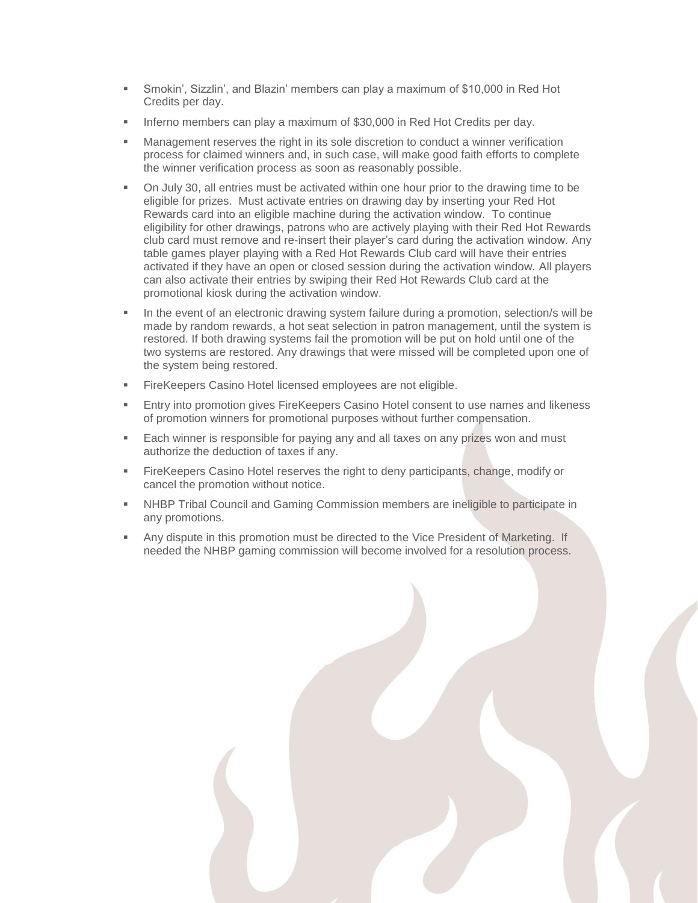- Smokin', Sizzlin', and Blazin' members can play a maximum of $10,000 in Red Hot Credits per day.
- Inferno members can play a maximum of $30,000 in Red Hot Credits per day.
- Management reserves the right in its sole discretion to conduct a winner verification process for claimed winners and, in such case, will make good faith efforts to complete the winner verification process as soon as reasonably possible.
- On July 30, all entries must be activated within one hour prior to the drawing time to be eligible for prizes. Must activate entries on drawing day by inserting your Red Hot Rewards card into an eligible machine during the activation window. To continue eligibility for other drawings, patrons who are actively playing with their Red Hot Rewards club card must remove and re-insert their player's card during the activation window. Any table games player playing with a Red Hot Rewards Club card will have their entries activated if they have an open or closed session during the activation window. All players can also activate their entries by swiping their Red Hot Rewards Club card at the promotional kiosk during the activation window.
- In the event of an electronic drawing system failure during a promotion, selection/s will be made by random rewards, a hot seat selection in patron management, until the system is restored. If both drawing systems fail the promotion will be put on hold until one of the two systems are restored. Any drawings that were missed will be completed upon one of the system being restored.
- FireKeepers Casino Hotel licensed employees are not eligible.
- Entry into promotion gives FireKeepers Casino Hotel consent to use names and likeness of promotion winners for promotional purposes without further compensation.
- Each winner is responsible for paying any and all taxes on any prizes won and must authorize the deduction of taxes if any.
- FireKeepers Casino Hotel reserves the right to deny participants, change, modify or cancel the promotion without notice.
- NHBP Tribal Council and Gaming Commission members are ineligible to participate in any promotions.
- Any dispute in this promotion must be directed to the Vice President of Marketing. If needed the NHBP gaming commission will become involved for a resolution process.